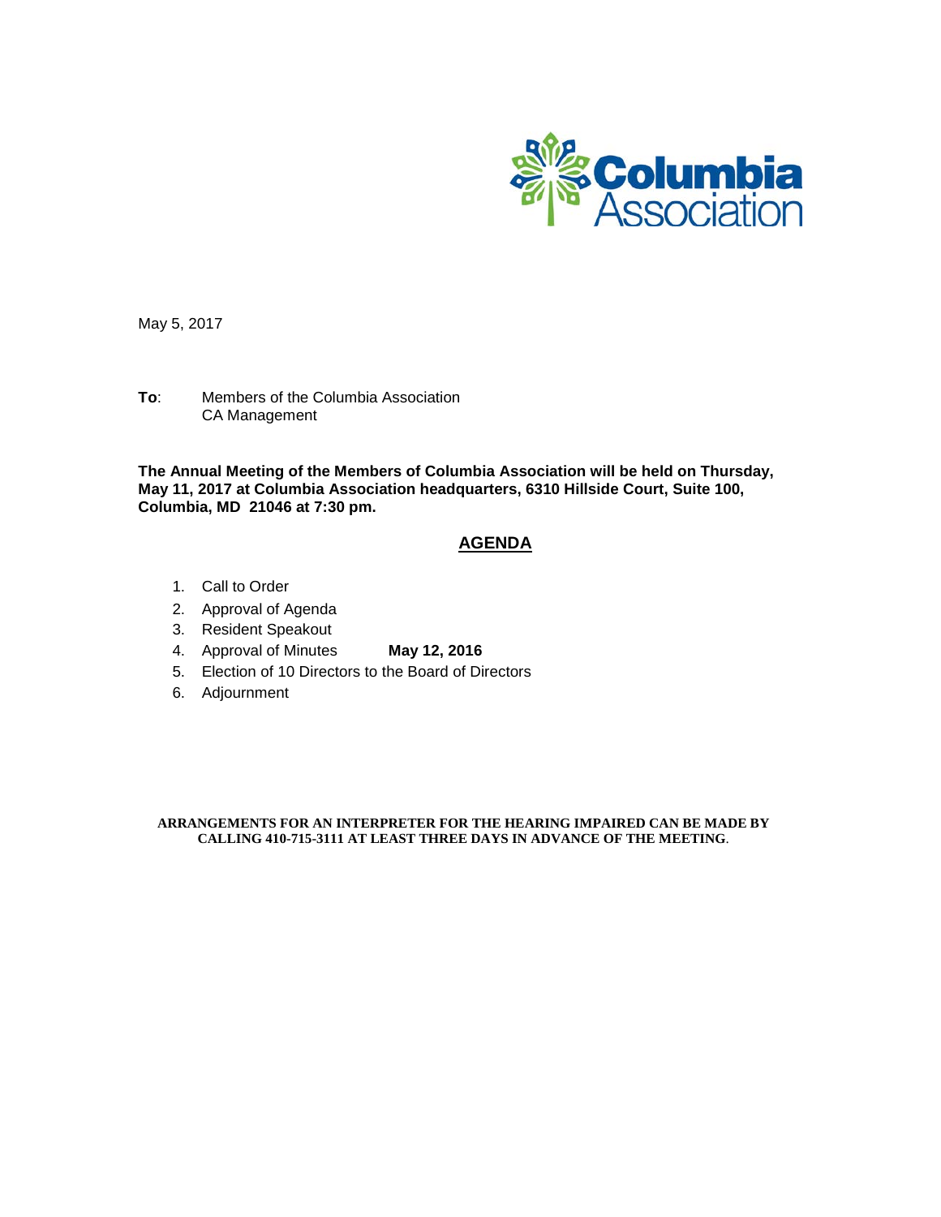Columbia Association

May 5, 2017

**To**: Members of the Columbia Association
CA Management

**The Annual Meeting of the Members of Columbia Association will be held on Thursday, May 11, 2017 at Columbia Association headquarters, 6310 Hillside Court, Suite 100, Columbia, MD 21046 at 7:30 pm.**

## AGENDA

1. Call to Order
2. Approval of Agenda
3. Resident Speakout
4. Approval of Minutes **May 12, 2016**
5. Election of 10 Directors to the Board of Directors
6. Adjournment

**ARRANGEMENTS FOR AN INTERPRETER FOR THE HEARING IMPAIRED CAN BE MADE BY CALLING 410-715-3111 AT LEAST THREE DAYS IN ADVANCE OF THE MEETING**.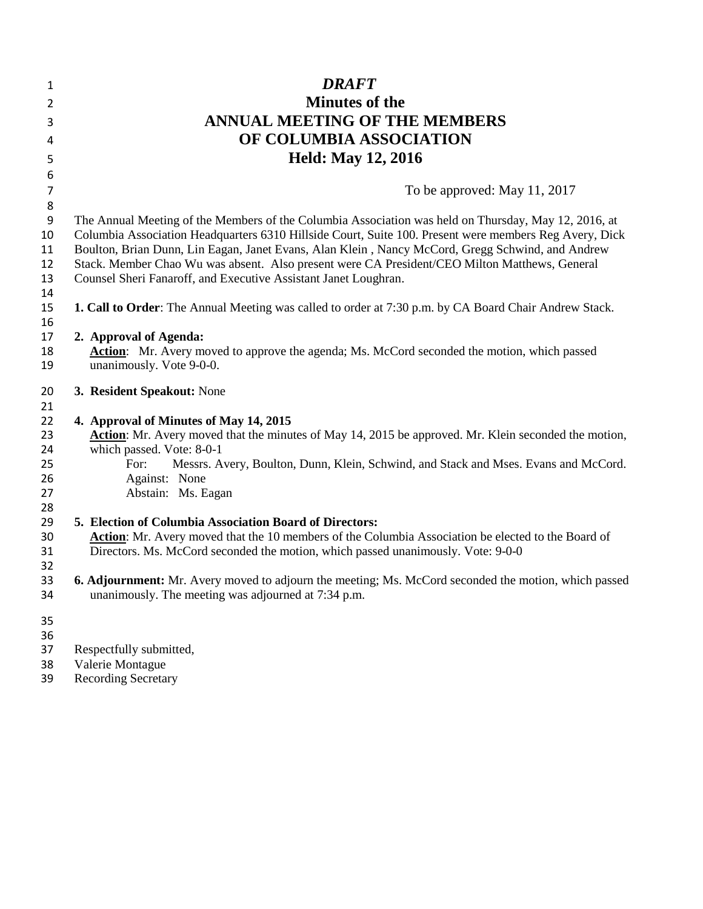*DRAFT*

# Minutes of the ANNUAL MEETING OF THE MEMBERS OF COLUMBIA ASSOCIATION

## Held: May 12, 2016

To be approved: May 11, 2017

The Annual Meeting of the Members of the Columbia Association was held on Thursday, May 12, 2016, at Columbia Association Headquarters 6310 Hillside Court, Suite 100. Present were members Reg Avery, Dick Boulton, Brian Dunn, Lin Eagan, Janet Evans, Alan Klein , Nancy McCord, Gregg Schwind, and Andrew Stack. Member Chao Wu was absent. Also present were CA President/CEO Milton Matthews, General Counsel Sheri Fanaroff, and Executive Assistant Janet Loughran.

**1. Call to Order**: The Annual Meeting was called to order at 7:30 p.m. by CA Board Chair Andrew Stack.

**2. Approval of Agenda:**

**Action**: Mr. Avery moved to approve the agenda; Ms. McCord seconded the motion, which passed unanimously. Vote 9-0-0.

**3. Resident Speakout:** None

**4. Approval of Minutes of May 14, 2015**

**Action**: Mr. Avery moved that the minutes of May 14, 2015 be approved. Mr. Klein seconded the motion, which passed. Vote: 8-0-1

For: Messrs. Avery, Boulton, Dunn, Klein, Schwind, and Stack and Mses. Evans and McCord.
Against: None
Abstain: Ms. Eagan

**5. Election of Columbia Association Board of Directors:**

**Action**: Mr. Avery moved that the 10 members of the Columbia Association be elected to the Board of Directors. Ms. McCord seconded the motion, which passed unanimously. Vote: 9-0-0

**6. Adjournment:** Mr. Avery moved to adjourn the meeting; Ms. McCord seconded the motion, which passed unanimously. The meeting was adjourned at 7:34 p.m.

Respectfully submitted,
Valerie Montague
Recording Secretary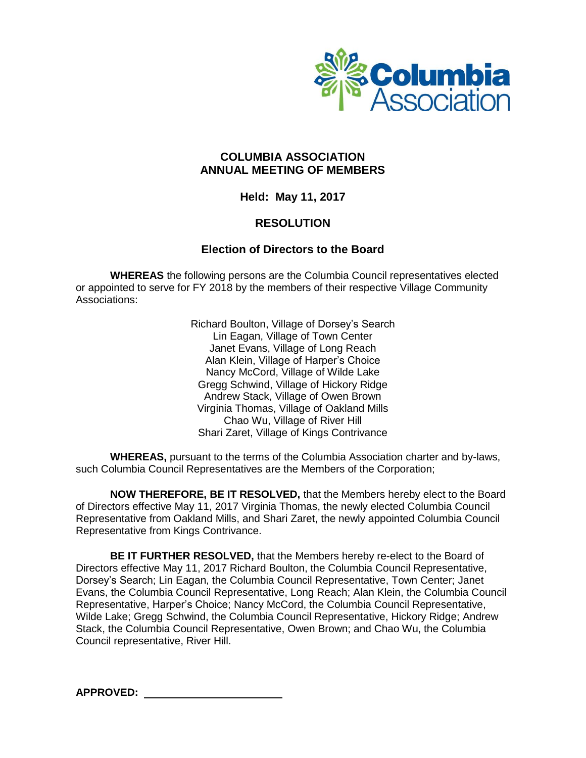**COLUMBIA ASSOCIATION**
**ANNUAL MEETING OF MEMBERS**

**Held: May 11, 2017**

# RESOLUTION

## Election of Directors to the Board

**WHEREAS** the following persons are the Columbia Council representatives elected or appointed to serve for FY 2018 by the members of their respective Village Community Associations:

Richard Boulton, Village of Dorsey's Search
Lin Eagan, Village of Town Center
Janet Evans, Village of Long Reach
Alan Klein, Village of Harper's Choice
Nancy McCord, Village of Wilde Lake
Gregg Schwind, Village of Hickory Ridge
Andrew Stack, Village of Owen Brown
Virginia Thomas, Village of Oakland Mills
Chao Wu, Village of River Hill
Shari Zaret, Village of Kings Contrivance

**WHEREAS,** pursuant to the terms of the Columbia Association charter and by-laws, such Columbia Council Representatives are the Members of the Corporation;

**NOW THEREFORE, BE IT RESOLVED,** that the Members hereby elect to the Board of Directors effective May 11, 2017 Virginia Thomas, the newly elected Columbia Council Representative from Oakland Mills, and Shari Zaret, the newly appointed Columbia Council Representative from Kings Contrivance.

**BE IT FURTHER RESOLVED,** that the Members hereby re-elect to the Board of Directors effective May 11, 2017 Richard Boulton, the Columbia Council Representative, Dorsey's Search; Lin Eagan, the Columbia Council Representative, Town Center; Janet Evans, the Columbia Council Representative, Long Reach; Alan Klein, the Columbia Council Representative, Harper's Choice; Nancy McCord, the Columbia Council Representative, Wilde Lake; Gregg Schwind, the Columbia Council Representative, Hickory Ridge; Andrew Stack, the Columbia Council Representative, Owen Brown; and Chao Wu, the Columbia Council representative, River Hill.

**APPROVED:** ________________________